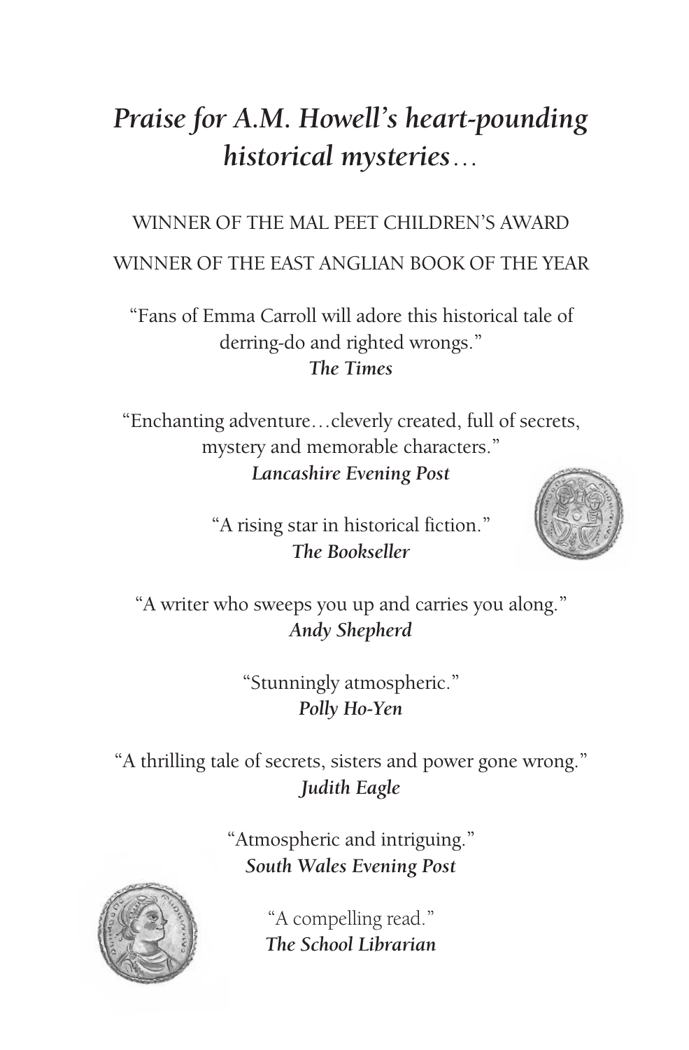# *Praise for A.M. Howell's heart-pounding historical mysteries…*

WINNER OF THE MAL PEET CHILDREN'S AWARD

WINNER OF THE EAST ANGLIAN BOOK OF THE YEAR

"Fans of Emma Carroll will adore this historical tale of derring-do and righted wrongs."
***The Times***

"Enchanting adventure…cleverly created, full of secrets, mystery and memorable characters."
***Lancashire Evening Post***

"A rising star in historical fiction."
***The Bookseller***

"A writer who sweeps you up and carries you along."
***Andy Shepherd***

"Stunningly atmospheric."
***Polly Ho-Yen***

"A thrilling tale of secrets, sisters and power gone wrong."
***Judith Eagle***

"Atmospheric and intriguing."
***South Wales Evening Post***

"A compelling read."
***The School Librarian***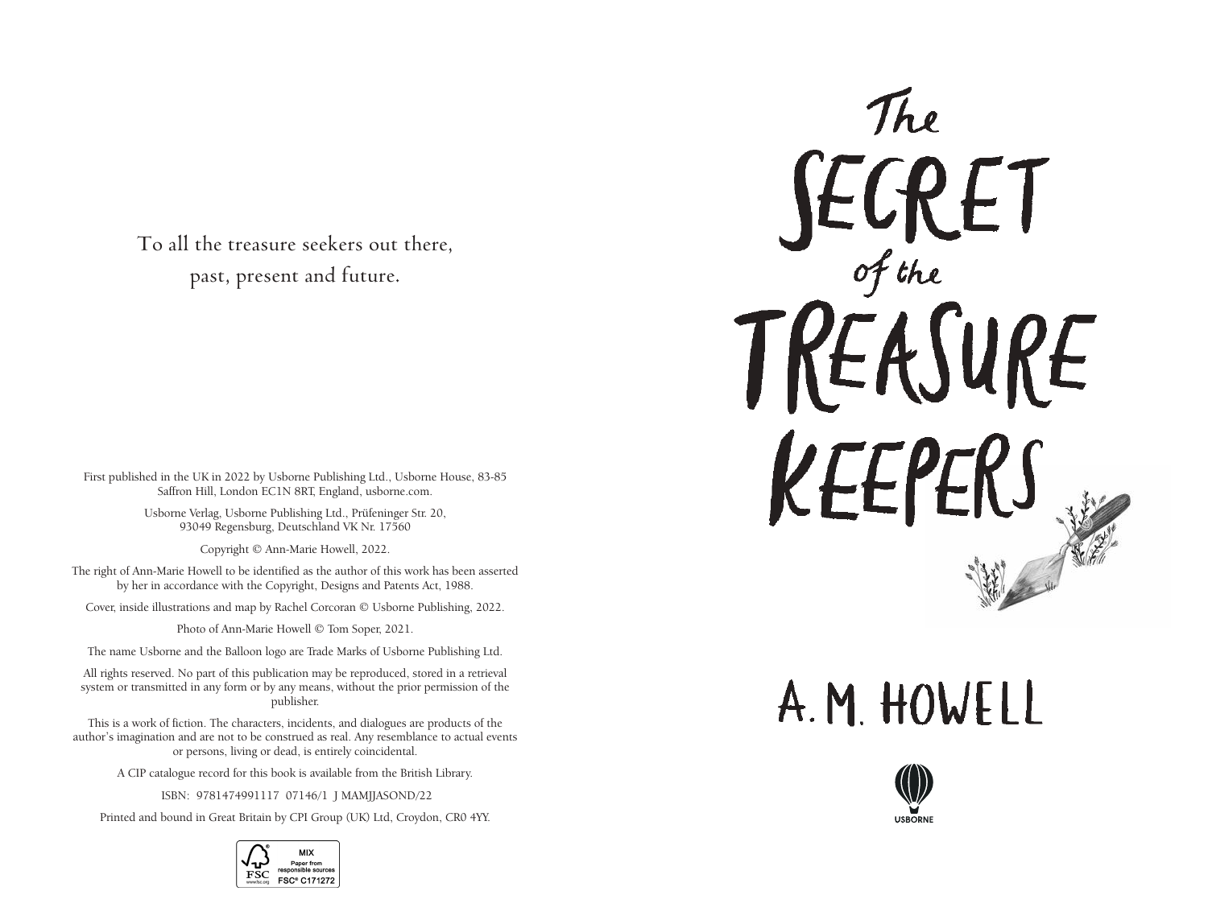To all the treasure seekers out there,
past, present and future.

First published in the UK in 2022 by Usborne Publishing Ltd., Usborne House, 83-85 Saffron Hill, London EC1N 8RT, England, usborne.com.

Usborne Verlag, Usborne Publishing Ltd., Prüfeninger Str. 20, 93049 Regensburg, Deutschland VK Nr. 17560

Copyright © Ann-Marie Howell, 2022.

The right of Ann-Marie Howell to be identified as the author of this work has been asserted by her in accordance with the Copyright, Designs and Patents Act, 1988.

Cover, inside illustrations and map by Rachel Corcoran © Usborne Publishing, 2022.

Photo of Ann-Marie Howell © Tom Soper, 2021.

The name Usborne and the Balloon logo are Trade Marks of Usborne Publishing Ltd.

All rights reserved. No part of this publication may be reproduced, stored in a retrieval system or transmitted in any form or by any means, without the prior permission of the publisher.

This is a work of fiction. The characters, incidents, and dialogues are products of the author's imagination and are not to be construed as real. Any resemblance to actual events or persons, living or dead, is entirely coincidental.

A CIP catalogue record for this book is available from the British Library.

ISBN: 9781474991117 07146/1 J MAMJJASOND/22

Printed and bound in Great Britain by CPI Group (UK) Ltd, Croydon, CR0 4YY.

MIX
Paper from responsible sources
FSC® C171272

# The Secret of the Treasure Keepers

## A. M. HOWELL

USBORNE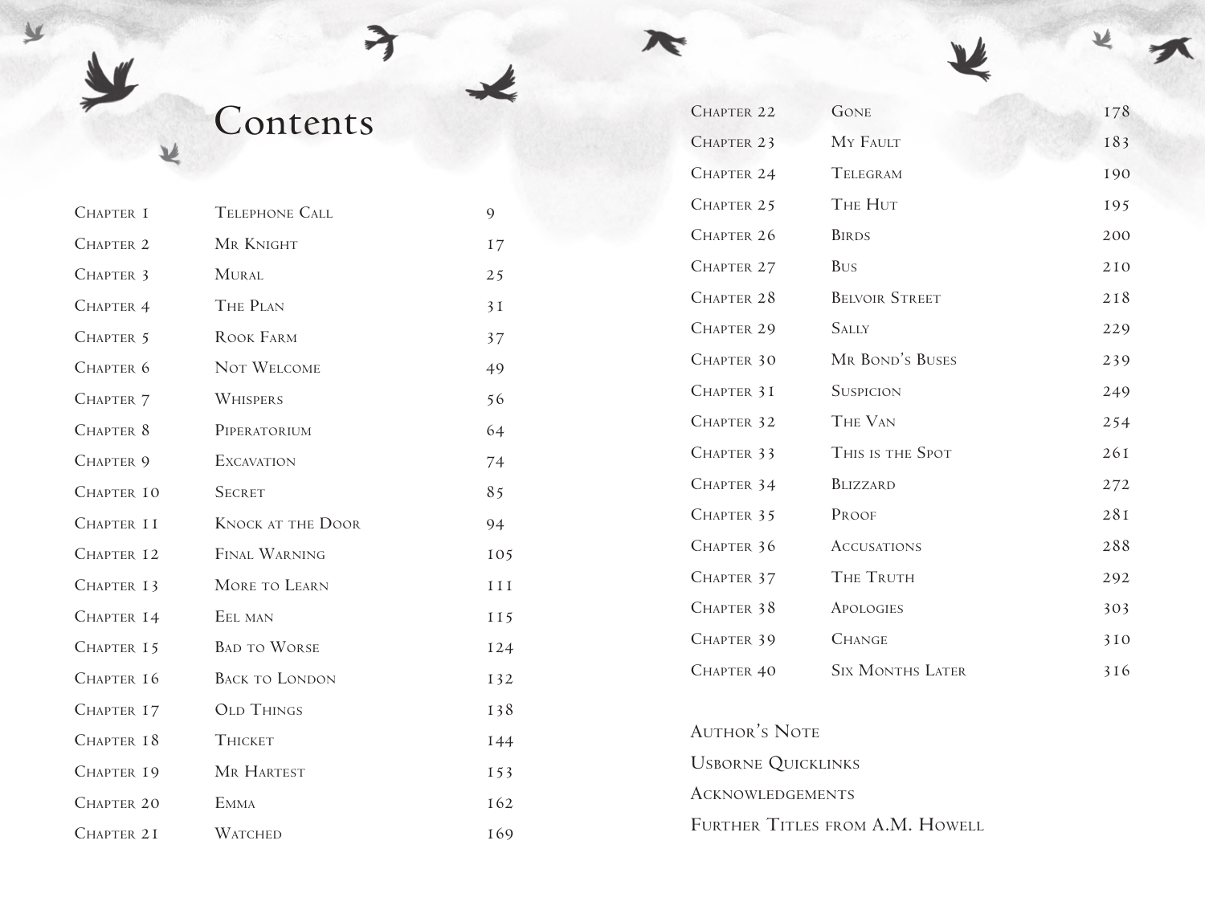# Contents

| | | |
|---|---|---|
| Chapter 1 | Telephone Call | 9 |
| Chapter 2 | Mr Knight | 17 |
| Chapter 3 | Mural | 25 |
| Chapter 4 | The Plan | 31 |
| Chapter 5 | Rook Farm | 37 |
| Chapter 6 | Not Welcome | 49 |
| Chapter 7 | Whispers | 56 |
| Chapter 8 | Piperatorium | 64 |
| Chapter 9 | Excavation | 74 |
| Chapter 10 | Secret | 85 |
| Chapter 11 | Knock at the Door | 94 |
| Chapter 12 | Final Warning | 105 |
| Chapter 13 | More to Learn | 111 |
| Chapter 14 | Eel man | 115 |
| Chapter 15 | Bad to Worse | 124 |
| Chapter 16 | Back to London | 132 |
| Chapter 17 | Old Things | 138 |
| Chapter 18 | Thicket | 144 |
| Chapter 19 | Mr Hartest | 153 |
| Chapter 20 | Emma | 162 |
| Chapter 21 | Watched | 169 |
| Chapter 22 | Gone | 178 |
| Chapter 23 | My Fault | 183 |
| Chapter 24 | Telegram | 190 |
| Chapter 25 | The Hut | 195 |
| Chapter 26 | Birds | 200 |
| Chapter 27 | Bus | 210 |
| Chapter 28 | Belvoir Street | 218 |
| Chapter 29 | Sally | 229 |
| Chapter 30 | Mr Bond's Buses | 239 |
| Chapter 31 | Suspicion | 249 |
| Chapter 32 | The Van | 254 |
| Chapter 33 | This is the Spot | 261 |
| Chapter 34 | Blizzard | 272 |
| Chapter 35 | Proof | 281 |
| Chapter 36 | Accusations | 288 |
| Chapter 37 | The Truth | 292 |
| Chapter 38 | Apologies | 303 |
| Chapter 39 | Change | 310 |
| Chapter 40 | Six Months Later | 316 |

Author's Note

Usborne Quicklinks

Acknowledgements

Further Titles from A.M. Howell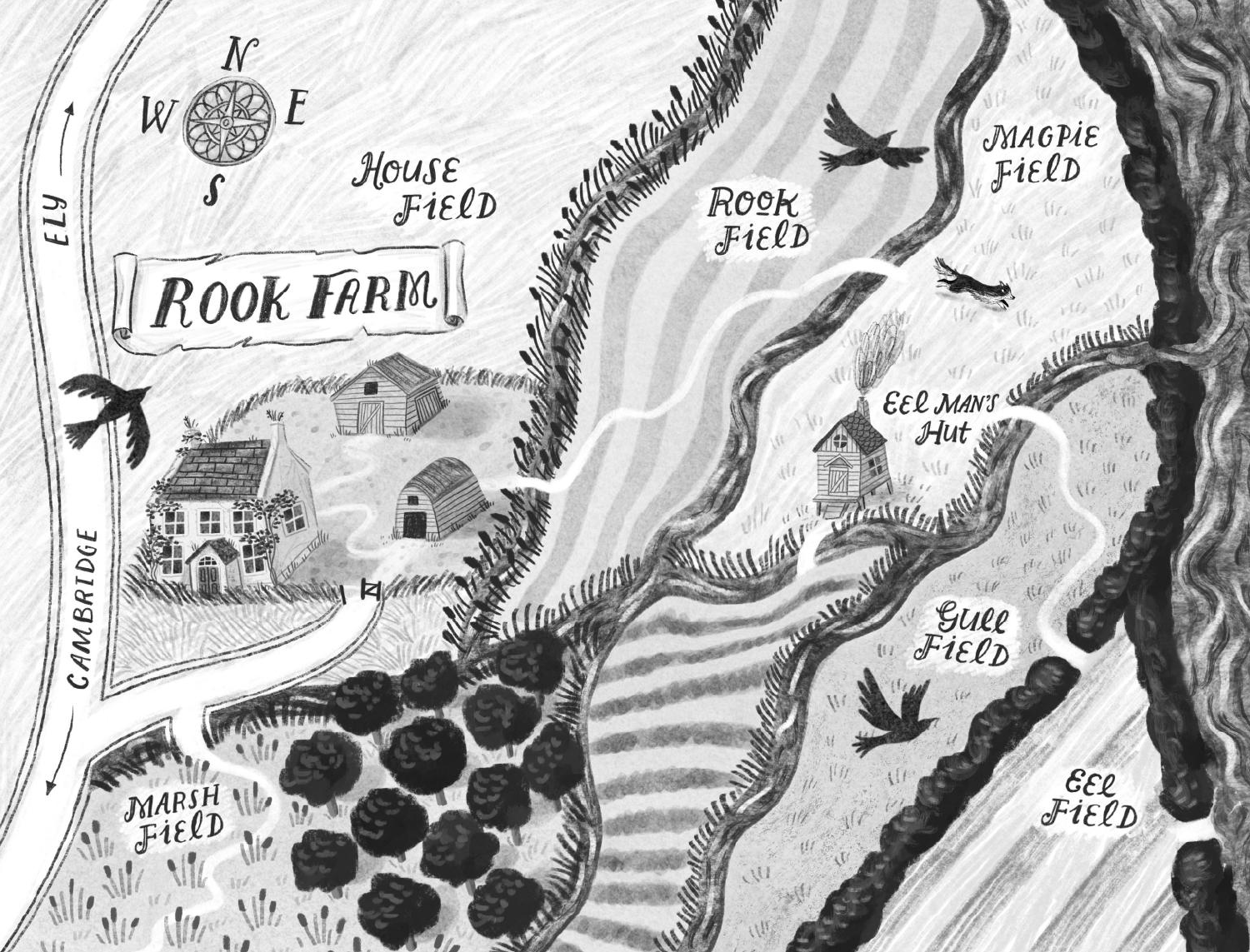# ROOK FARM

N
W E
S

ELY

CAMBRIDGE

HOUSE FIELD

ROOK FIELD

MAGPIE FIELD

EEL MAN'S Hut

GULL FIELD

EEL FIELD

MARSH FIELD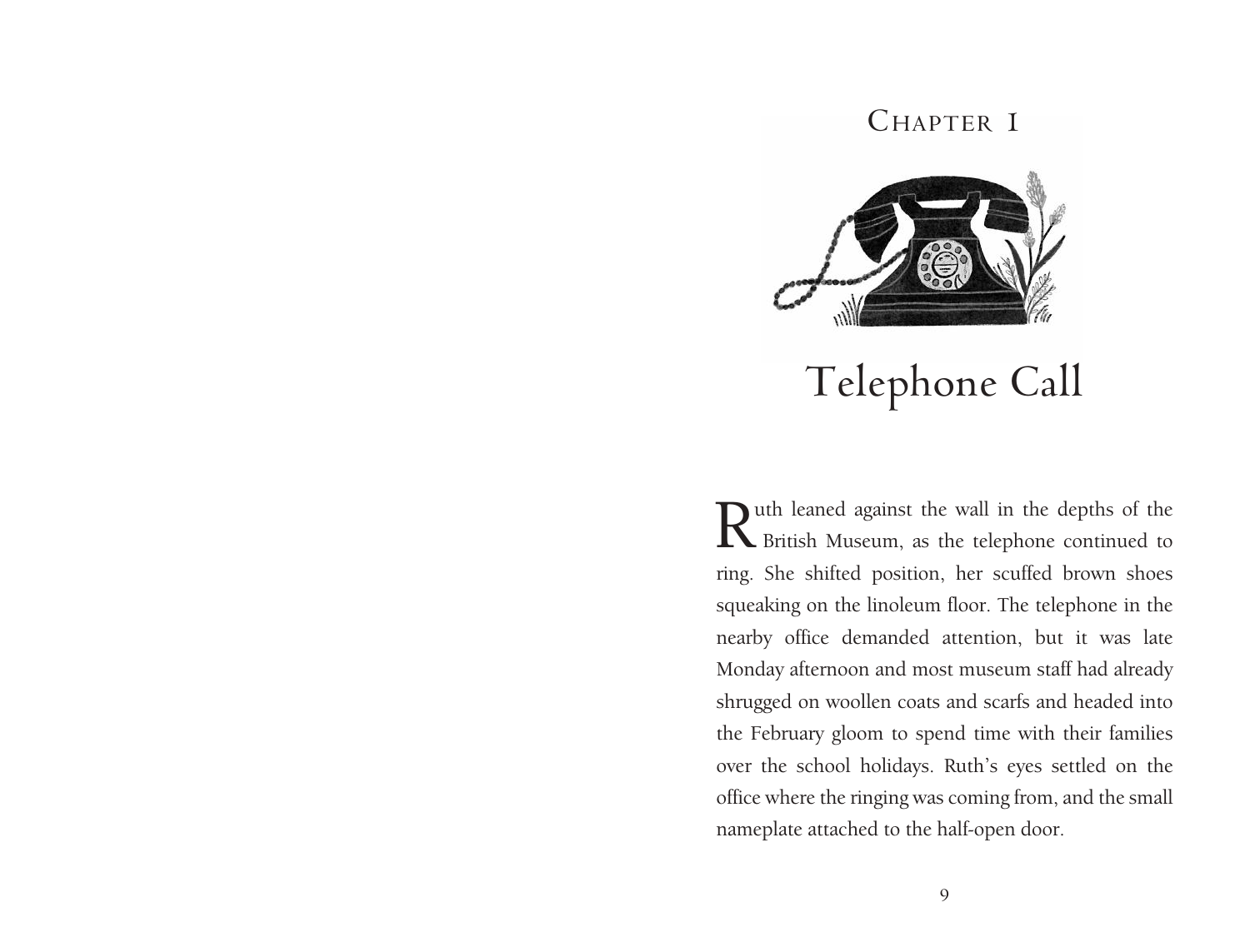# Chapter 1

# Telephone Call

Ruth leaned against the wall in the depths of the British Museum, as the telephone continued to ring. She shifted position, her scuffed brown shoes squeaking on the linoleum floor. The telephone in the nearby office demanded attention, but it was late Monday afternoon and most museum staff had already shrugged on woollen coats and scarfs and headed into the February gloom to spend time with their families over the school holidays. Ruth's eyes settled on the office where the ringing was coming from, and the small nameplate attached to the half-open door.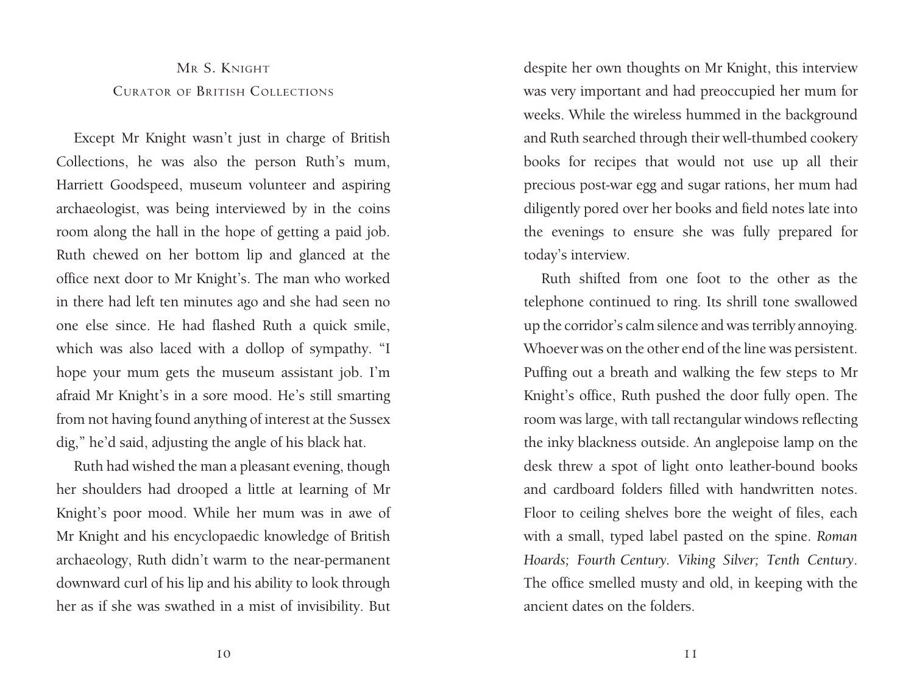Mr S. Knight
Curator of British Collections

Except Mr Knight wasn't just in charge of British Collections, he was also the person Ruth's mum, Harriett Goodspeed, museum volunteer and aspiring archaeologist, was being interviewed by in the coins room along the hall in the hope of getting a paid job. Ruth chewed on her bottom lip and glanced at the office next door to Mr Knight's. The man who worked in there had left ten minutes ago and she had seen no one else since. He had flashed Ruth a quick smile, which was also laced with a dollop of sympathy. "I hope your mum gets the museum assistant job. I'm afraid Mr Knight's in a sore mood. He's still smarting from not having found anything of interest at the Sussex dig," he'd said, adjusting the angle of his black hat.

Ruth had wished the man a pleasant evening, though her shoulders had drooped a little at learning of Mr Knight's poor mood. While her mum was in awe of Mr Knight and his encyclopaedic knowledge of British archaeology, Ruth didn't warm to the near-permanent downward curl of his lip and his ability to look through her as if she was swathed in a mist of invisibility. But despite her own thoughts on Mr Knight, this interview was very important and had preoccupied her mum for weeks. While the wireless hummed in the background and Ruth searched through their well-thumbed cookery books for recipes that would not use up all their precious post-war egg and sugar rations, her mum had diligently pored over her books and field notes late into the evenings to ensure she was fully prepared for today's interview.

Ruth shifted from one foot to the other as the telephone continued to ring. Its shrill tone swallowed up the corridor's calm silence and was terribly annoying. Whoever was on the other end of the line was persistent. Puffing out a breath and walking the few steps to Mr Knight's office, Ruth pushed the door fully open. The room was large, with tall rectangular windows reflecting the inky blackness outside. An anglepoise lamp on the desk threw a spot of light onto leather-bound books and cardboard folders filled with handwritten notes. Floor to ceiling shelves bore the weight of files, each with a small, typed label pasted on the spine. *Roman Hoards; Fourth Century*. *Viking Silver; Tenth Century*. The office smelled musty and old, in keeping with the ancient dates on the folders.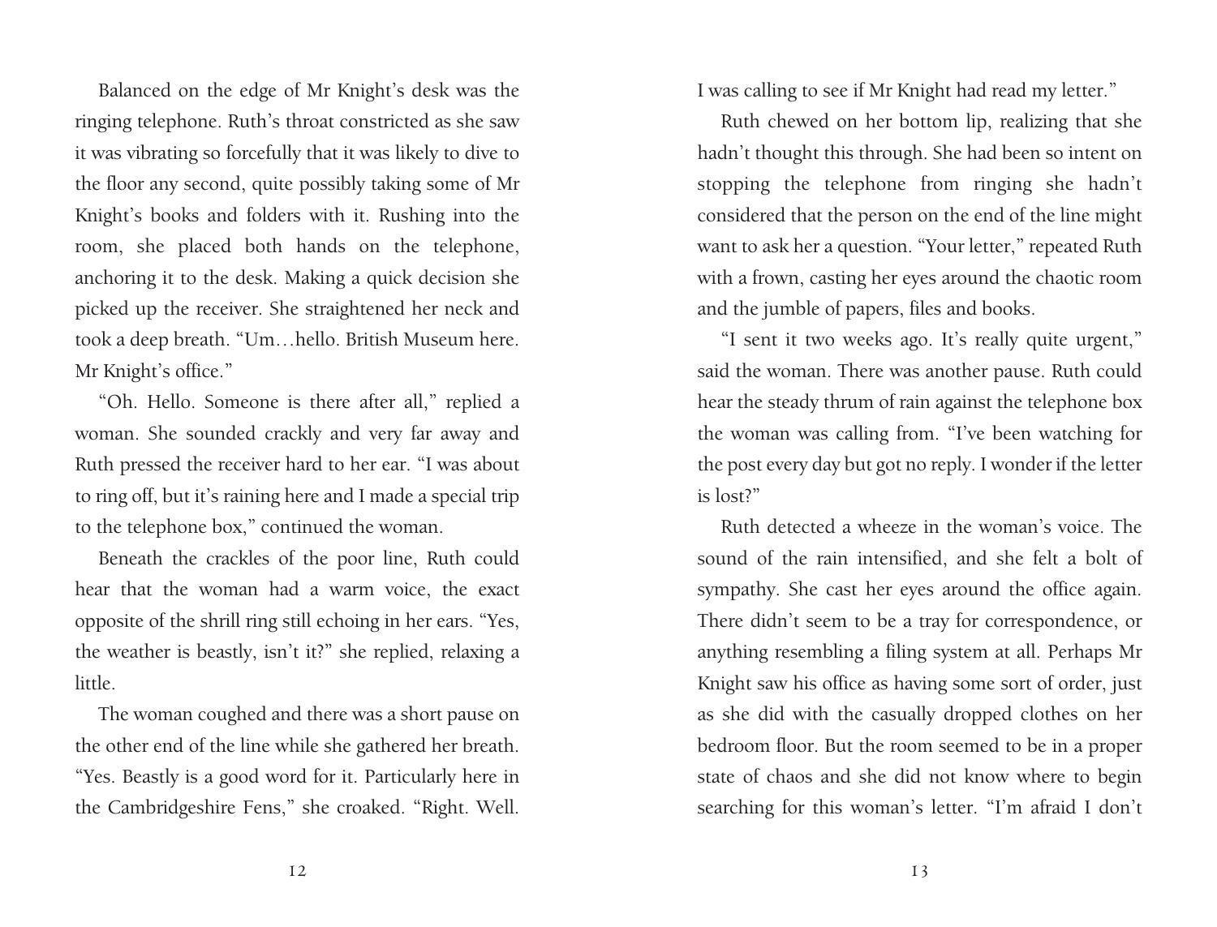Balanced on the edge of Mr Knight's desk was the ringing telephone. Ruth's throat constricted as she saw it was vibrating so forcefully that it was likely to dive to the floor any second, quite possibly taking some of Mr Knight's books and folders with it. Rushing into the room, she placed both hands on the telephone, anchoring it to the desk. Making a quick decision she picked up the receiver. She straightened her neck and took a deep breath. "Um…hello. British Museum here. Mr Knight's office."

"Oh. Hello. Someone is there after all," replied a woman. She sounded crackly and very far away and Ruth pressed the receiver hard to her ear. "I was about to ring off, but it's raining here and I made a special trip to the telephone box," continued the woman.

Beneath the crackles of the poor line, Ruth could hear that the woman had a warm voice, the exact opposite of the shrill ring still echoing in her ears. "Yes, the weather is beastly, isn't it?" she replied, relaxing a little.

The woman coughed and there was a short pause on the other end of the line while she gathered her breath. "Yes. Beastly is a good word for it. Particularly here in the Cambridgeshire Fens," she croaked. "Right. Well. I was calling to see if Mr Knight had read my letter."

Ruth chewed on her bottom lip, realizing that she hadn't thought this through. She had been so intent on stopping the telephone from ringing she hadn't considered that the person on the end of the line might want to ask her a question. "Your letter," repeated Ruth with a frown, casting her eyes around the chaotic room and the jumble of papers, files and books.

"I sent it two weeks ago. It's really quite urgent," said the woman. There was another pause. Ruth could hear the steady thrum of rain against the telephone box the woman was calling from. "I've been watching for the post every day but got no reply. I wonder if the letter is lost?"

Ruth detected a wheeze in the woman's voice. The sound of the rain intensified, and she felt a bolt of sympathy. She cast her eyes around the office again. There didn't seem to be a tray for correspondence, or anything resembling a filing system at all. Perhaps Mr Knight saw his office as having some sort of order, just as she did with the casually dropped clothes on her bedroom floor. But the room seemed to be in a proper state of chaos and she did not know where to begin searching for this woman's letter. "I'm afraid I don't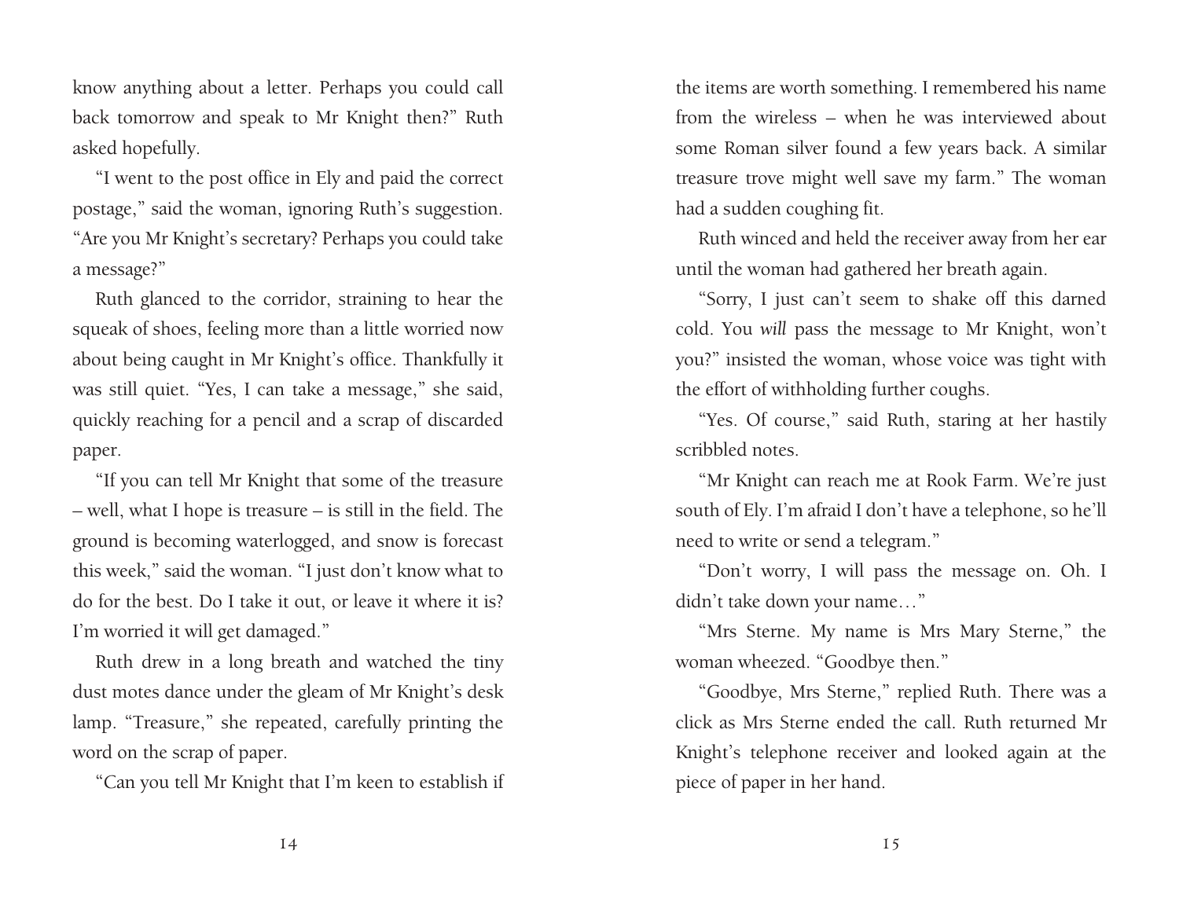know anything about a letter. Perhaps you could call back tomorrow and speak to Mr Knight then?" Ruth asked hopefully.

"I went to the post office in Ely and paid the correct postage," said the woman, ignoring Ruth's suggestion. "Are you Mr Knight's secretary? Perhaps you could take a message?"

Ruth glanced to the corridor, straining to hear the squeak of shoes, feeling more than a little worried now about being caught in Mr Knight's office. Thankfully it was still quiet. "Yes, I can take a message," she said, quickly reaching for a pencil and a scrap of discarded paper.

"If you can tell Mr Knight that some of the treasure – well, what I hope is treasure – is still in the field. The ground is becoming waterlogged, and snow is forecast this week," said the woman. "I just don't know what to do for the best. Do I take it out, or leave it where it is? I'm worried it will get damaged."

Ruth drew in a long breath and watched the tiny dust motes dance under the gleam of Mr Knight's desk lamp. "Treasure," she repeated, carefully printing the word on the scrap of paper.

"Can you tell Mr Knight that I'm keen to establish if the items are worth something. I remembered his name from the wireless – when he was interviewed about some Roman silver found a few years back. A similar treasure trove might well save my farm." The woman had a sudden coughing fit.

Ruth winced and held the receiver away from her ear until the woman had gathered her breath again.

"Sorry, I just can't seem to shake off this darned cold. You *will* pass the message to Mr Knight, won't you?" insisted the woman, whose voice was tight with the effort of withholding further coughs.

"Yes. Of course," said Ruth, staring at her hastily scribbled notes.

"Mr Knight can reach me at Rook Farm. We're just south of Ely. I'm afraid I don't have a telephone, so he'll need to write or send a telegram."

"Don't worry, I will pass the message on. Oh. I didn't take down your name…"

"Mrs Sterne. My name is Mrs Mary Sterne," the woman wheezed. "Goodbye then."

"Goodbye, Mrs Sterne," replied Ruth. There was a click as Mrs Sterne ended the call. Ruth returned Mr Knight's telephone receiver and looked again at the piece of paper in her hand.